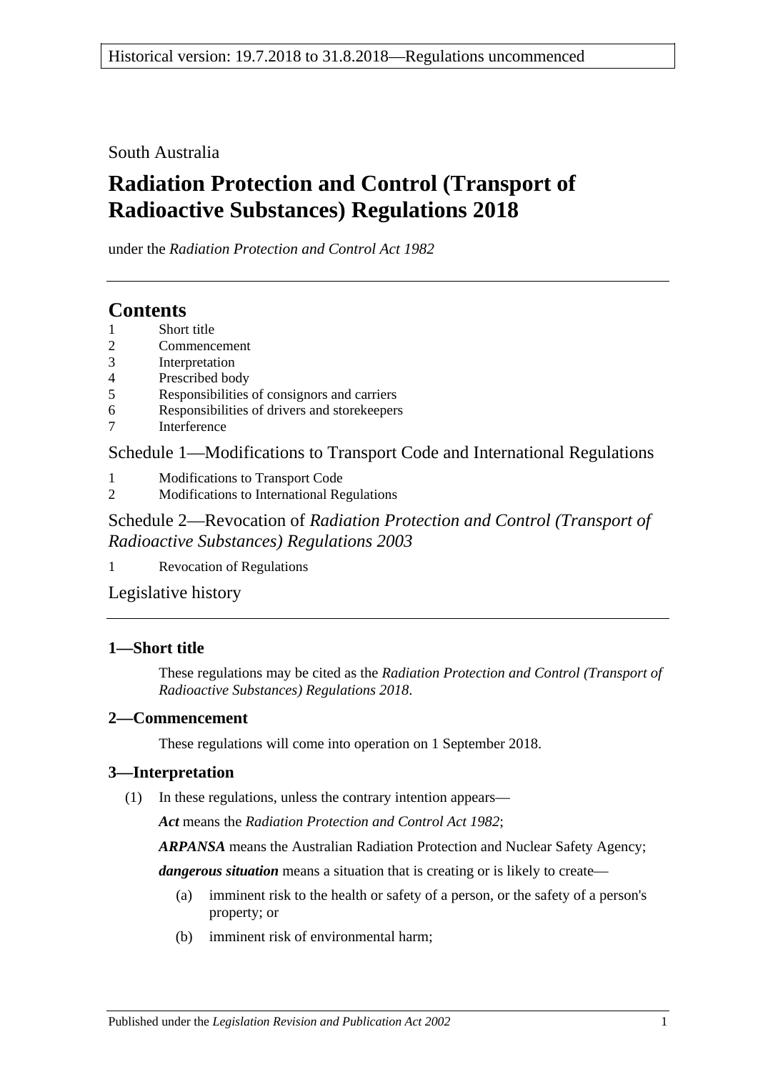Historical version: 19.7.2018 to 31.8.2018—Regulations uncommenced

South Australia

# Radiation Protection and Control (Transport of Radioactive Substances) Regulations 2018

under the *Radiation Protection and Control Act 1982*

## Contents

1 Short title
2 Commencement
3 Interpretation
4 Prescribed body
5 Responsibilities of consignors and carriers
6 Responsibilities of drivers and storekeepers
7 Interference

Schedule 1—Modifications to Transport Code and International Regulations

1 Modifications to Transport Code
2 Modifications to International Regulations

Schedule 2—Revocation of *Radiation Protection and Control (Transport of Radioactive Substances) Regulations 2003*

1 Revocation of Regulations

Legislative history

### 1—Short title

These regulations may be cited as the *Radiation Protection and Control (Transport of Radioactive Substances) Regulations 2018*.

### 2—Commencement

These regulations will come into operation on 1 September 2018.

### 3—Interpretation

(1) In these regulations, unless the contrary intention appears—

***Act*** means the *Radiation Protection and Control Act 1982*;

***ARPANSA*** means the Australian Radiation Protection and Nuclear Safety Agency;

***dangerous situation*** means a situation that is creating or is likely to create—

(a) imminent risk to the health or safety of a person, or the safety of a person's property; or

(b) imminent risk of environmental harm;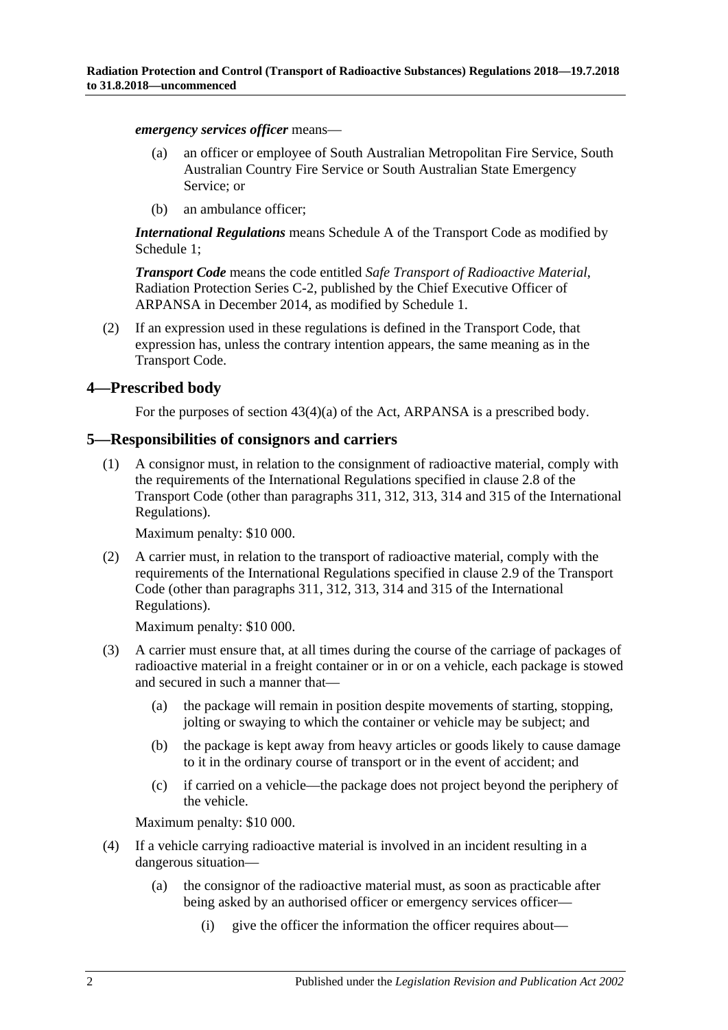***emergency services officer*** means—

(a) an officer or employee of South Australian Metropolitan Fire Service, South Australian Country Fire Service or South Australian State Emergency Service; or

(b) an ambulance officer;

***International Regulations*** means Schedule A of the Transport Code as modified by Schedule 1;

***Transport Code*** means the code entitled *Safe Transport of Radioactive Material*, Radiation Protection Series C-2, published by the Chief Executive Officer of ARPANSA in December 2014, as modified by Schedule 1.

(2) If an expression used in these regulations is defined in the Transport Code, that expression has, unless the contrary intention appears, the same meaning as in the Transport Code.

## 4—Prescribed body

For the purposes of section 43(4)(a) of the Act, ARPANSA is a prescribed body.

## 5—Responsibilities of consignors and carriers

(1) A consignor must, in relation to the consignment of radioactive material, comply with the requirements of the International Regulations specified in clause 2.8 of the Transport Code (other than paragraphs 311, 312, 313, 314 and 315 of the International Regulations).

Maximum penalty: $10 000.

(2) A carrier must, in relation to the transport of radioactive material, comply with the requirements of the International Regulations specified in clause 2.9 of the Transport Code (other than paragraphs 311, 312, 313, 314 and 315 of the International Regulations).

Maximum penalty: $10 000.

(3) A carrier must ensure that, at all times during the course of the carriage of packages of radioactive material in a freight container or in or on a vehicle, each package is stowed and secured in such a manner that—

(a) the package will remain in position despite movements of starting, stopping, jolting or swaying to which the container or vehicle may be subject; and

(b) the package is kept away from heavy articles or goods likely to cause damage to it in the ordinary course of transport or in the event of accident; and

(c) if carried on a vehicle—the package does not project beyond the periphery of the vehicle.

Maximum penalty: $10 000.

(4) If a vehicle carrying radioactive material is involved in an incident resulting in a dangerous situation—

(a) the consignor of the radioactive material must, as soon as practicable after being asked by an authorised officer or emergency services officer—

(i) give the officer the information the officer requires about—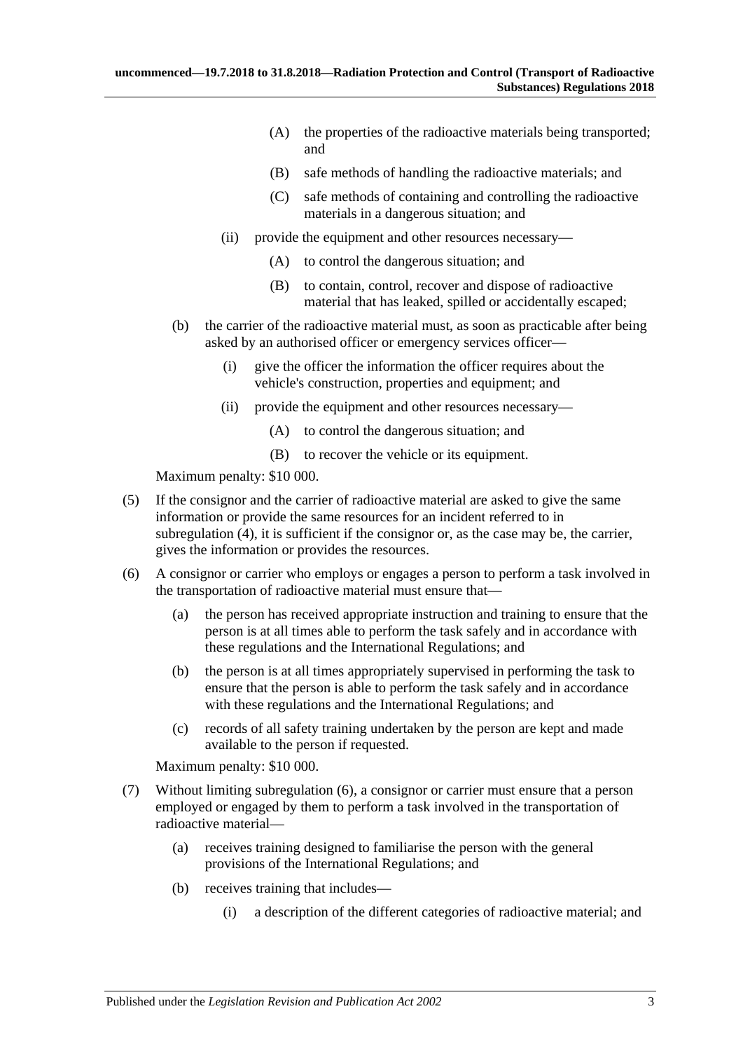(A) the properties of the radioactive materials being transported; and

(B) safe methods of handling the radioactive materials; and

(C) safe methods of containing and controlling the radioactive materials in a dangerous situation; and

(ii) provide the equipment and other resources necessary—

(A) to control the dangerous situation; and

(B) to contain, control, recover and dispose of radioactive material that has leaked, spilled or accidentally escaped;

(b) the carrier of the radioactive material must, as soon as practicable after being asked by an authorised officer or emergency services officer—

(i) give the officer the information the officer requires about the vehicle's construction, properties and equipment; and

(ii) provide the equipment and other resources necessary—

(A) to control the dangerous situation; and

(B) to recover the vehicle or its equipment.

Maximum penalty: $10 000.

(5) If the consignor and the carrier of radioactive material are asked to give the same information or provide the same resources for an incident referred to in subregulation (4), it is sufficient if the consignor or, as the case may be, the carrier, gives the information or provides the resources.

(6) A consignor or carrier who employs or engages a person to perform a task involved in the transportation of radioactive material must ensure that—

(a) the person has received appropriate instruction and training to ensure that the person is at all times able to perform the task safely and in accordance with these regulations and the International Regulations; and

(b) the person is at all times appropriately supervised in performing the task to ensure that the person is able to perform the task safely and in accordance with these regulations and the International Regulations; and

(c) records of all safety training undertaken by the person are kept and made available to the person if requested.

Maximum penalty: $10 000.

(7) Without limiting subregulation (6), a consignor or carrier must ensure that a person employed or engaged by them to perform a task involved in the transportation of radioactive material—

(a) receives training designed to familiarise the person with the general provisions of the International Regulations; and

(b) receives training that includes—

(i) a description of the different categories of radioactive material; and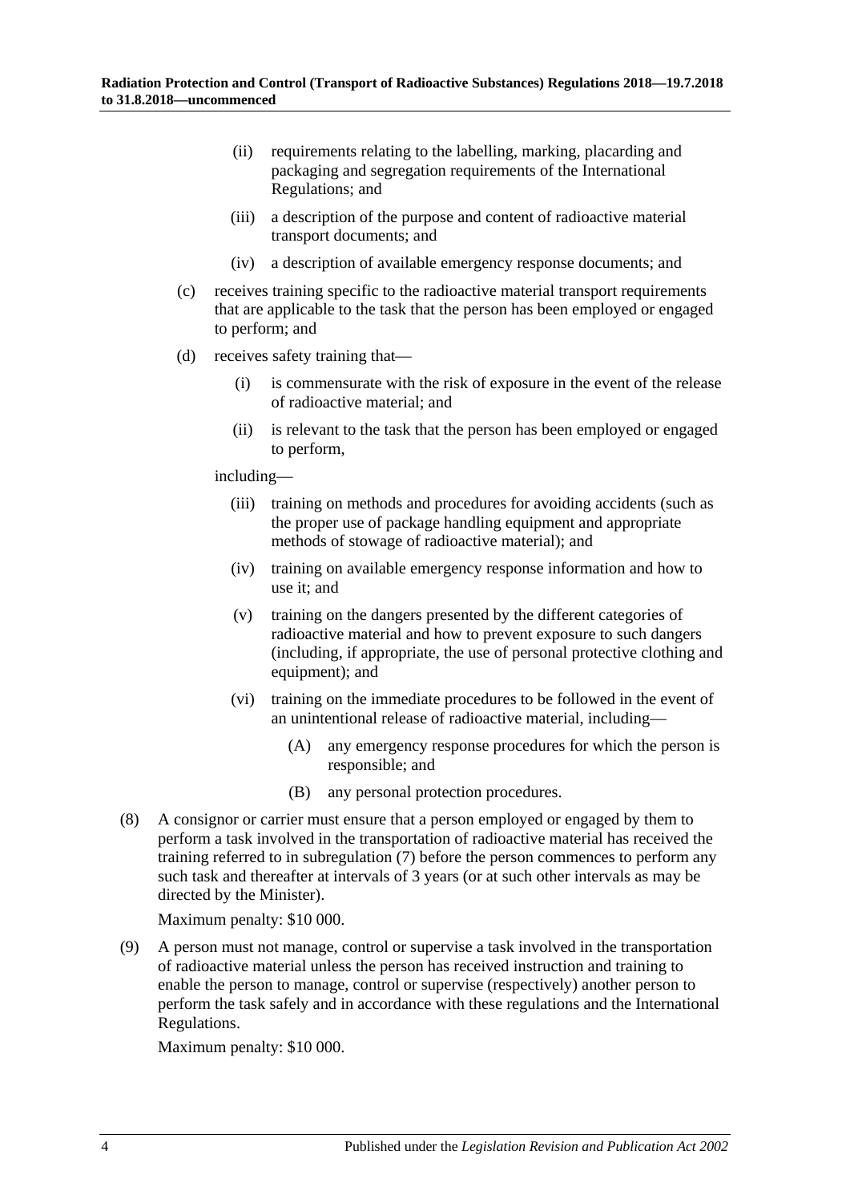(ii) requirements relating to the labelling, marking, placarding and packaging and segregation requirements of the International Regulations; and

(iii) a description of the purpose and content of radioactive material transport documents; and

(iv) a description of available emergency response documents; and

(c) receives training specific to the radioactive material transport requirements that are applicable to the task that the person has been employed or engaged to perform; and

(d) receives safety training that—

(i) is commensurate with the risk of exposure in the event of the release of radioactive material; and

(ii) is relevant to the task that the person has been employed or engaged to perform,

including—

(iii) training on methods and procedures for avoiding accidents (such as the proper use of package handling equipment and appropriate methods of stowage of radioactive material); and

(iv) training on available emergency response information and how to use it; and

(v) training on the dangers presented by the different categories of radioactive material and how to prevent exposure to such dangers (including, if appropriate, the use of personal protective clothing and equipment); and

(vi) training on the immediate procedures to be followed in the event of an unintentional release of radioactive material, including—

(A) any emergency response procedures for which the person is responsible; and

(B) any personal protection procedures.

(8) A consignor or carrier must ensure that a person employed or engaged by them to perform a task involved in the transportation of radioactive material has received the training referred to in subregulation (7) before the person commences to perform any such task and thereafter at intervals of 3 years (or at such other intervals as may be directed by the Minister).

Maximum penalty: $10 000.

(9) A person must not manage, control or supervise a task involved in the transportation of radioactive material unless the person has received instruction and training to enable the person to manage, control or supervise (respectively) another person to perform the task safely and in accordance with these regulations and the International Regulations.

Maximum penalty: $10 000.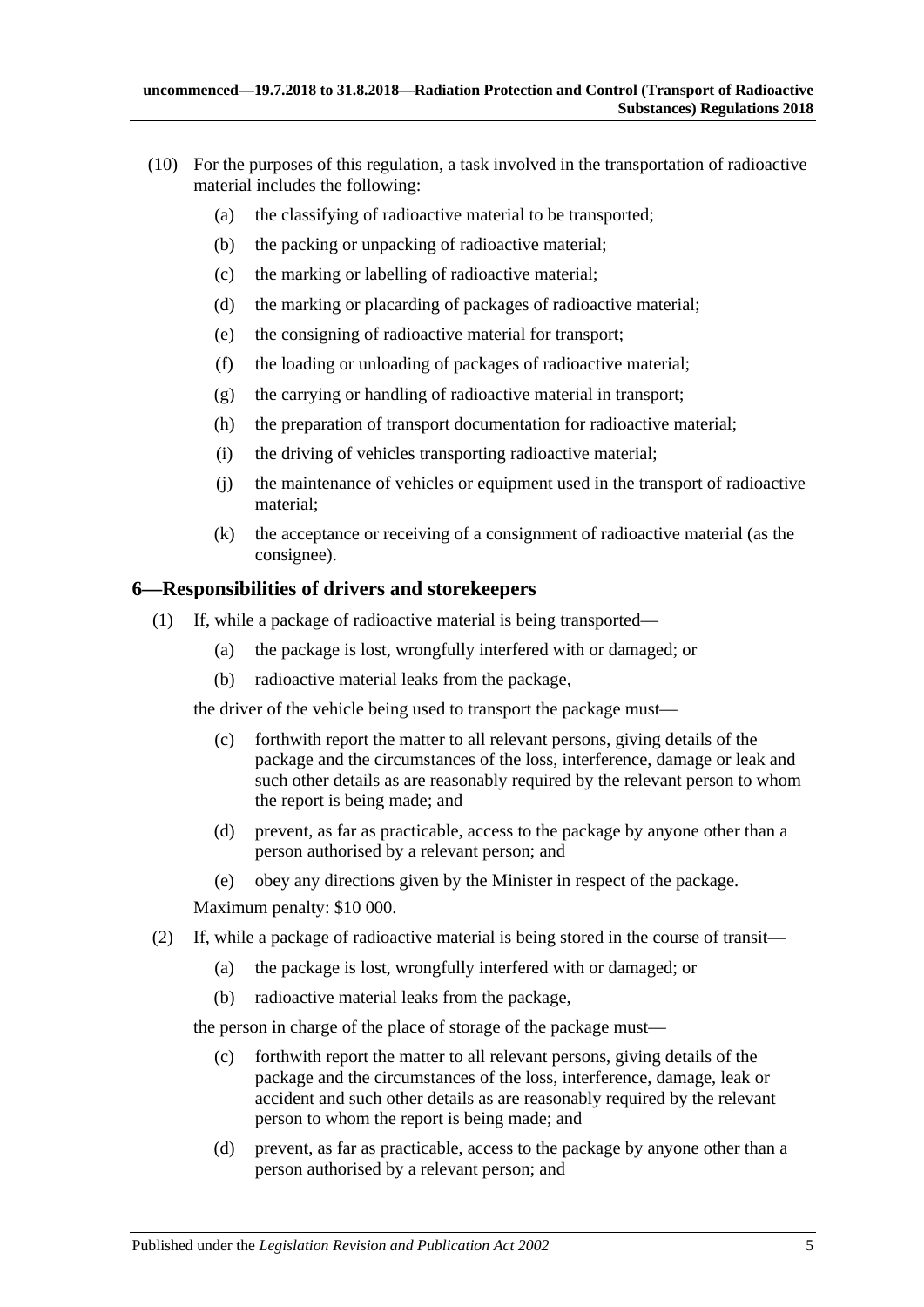(10) For the purposes of this regulation, a task involved in the transportation of radioactive material includes the following:

- (a) the classifying of radioactive material to be transported;
- (b) the packing or unpacking of radioactive material;
- (c) the marking or labelling of radioactive material;
- (d) the marking or placarding of packages of radioactive material;
- (e) the consigning of radioactive material for transport;
- (f) the loading or unloading of packages of radioactive material;
- (g) the carrying or handling of radioactive material in transport;
- (h) the preparation of transport documentation for radioactive material;
- (i) the driving of vehicles transporting radioactive material;
- (j) the maintenance of vehicles or equipment used in the transport of radioactive material;
- (k) the acceptance or receiving of a consignment of radioactive material (as the consignee).

## 6—Responsibilities of drivers and storekeepers

(1) If, while a package of radioactive material is being transported—

- (a) the package is lost, wrongfully interfered with or damaged; or
- (b) radioactive material leaks from the package,

the driver of the vehicle being used to transport the package must—

- (c) forthwith report the matter to all relevant persons, giving details of the package and the circumstances of the loss, interference, damage or leak and such other details as are reasonably required by the relevant person to whom the report is being made; and
- (d) prevent, as far as practicable, access to the package by anyone other than a person authorised by a relevant person; and
- (e) obey any directions given by the Minister in respect of the package.

Maximum penalty: $10 000.

(2) If, while a package of radioactive material is being stored in the course of transit—

- (a) the package is lost, wrongfully interfered with or damaged; or
- (b) radioactive material leaks from the package,

the person in charge of the place of storage of the package must—

- (c) forthwith report the matter to all relevant persons, giving details of the package and the circumstances of the loss, interference, damage, leak or accident and such other details as are reasonably required by the relevant person to whom the report is being made; and
- (d) prevent, as far as practicable, access to the package by anyone other than a person authorised by a relevant person; and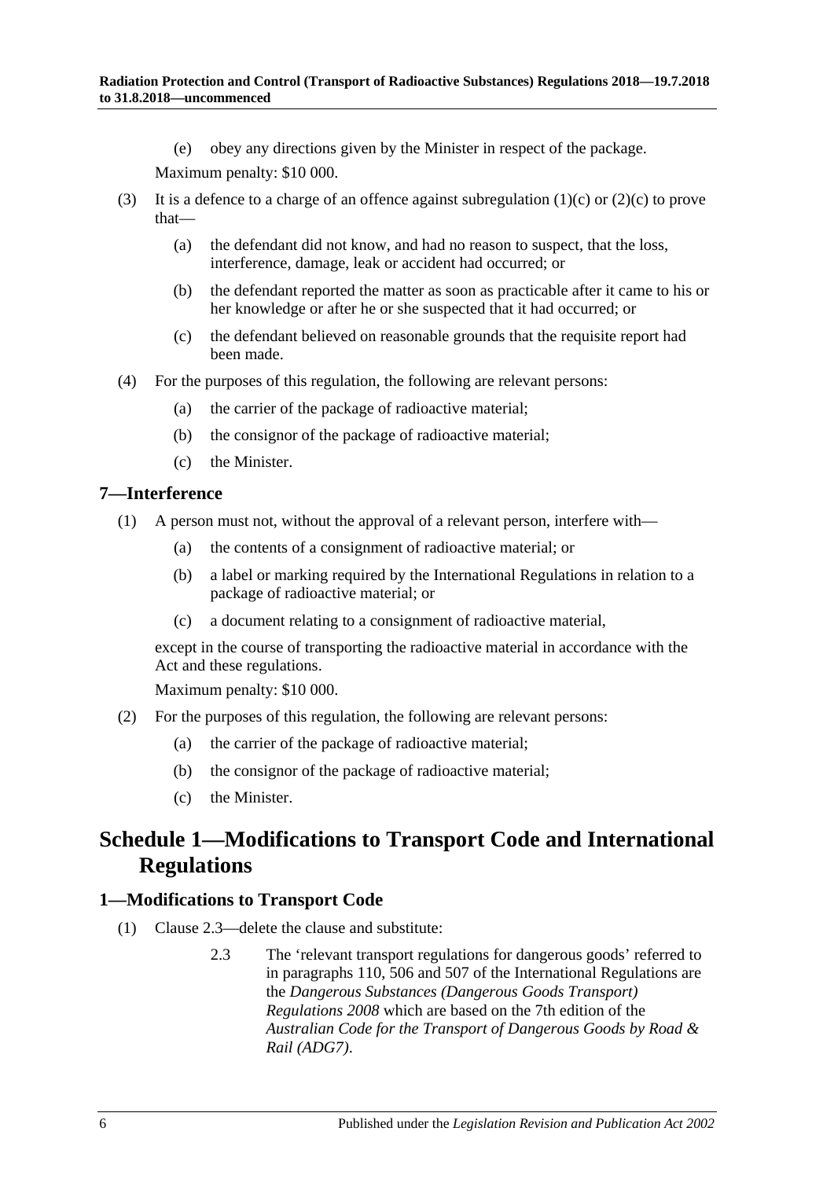(e) obey any directions given by the Minister in respect of the package.

Maximum penalty: $10 000.

(3) It is a defence to a charge of an offence against subregulation (1)(c) or (2)(c) to prove that—

(a) the defendant did not know, and had no reason to suspect, that the loss, interference, damage, leak or accident had occurred; or

(b) the defendant reported the matter as soon as practicable after it came to his or her knowledge or after he or she suspected that it had occurred; or

(c) the defendant believed on reasonable grounds that the requisite report had been made.

(4) For the purposes of this regulation, the following are relevant persons:

(a) the carrier of the package of radioactive material;

(b) the consignor of the package of radioactive material;

(c) the Minister.

### 7—Interference

(1) A person must not, without the approval of a relevant person, interfere with—

(a) the contents of a consignment of radioactive material; or

(b) a label or marking required by the International Regulations in relation to a package of radioactive material; or

(c) a document relating to a consignment of radioactive material,

except in the course of transporting the radioactive material in accordance with the Act and these regulations.

Maximum penalty: $10 000.

(2) For the purposes of this regulation, the following are relevant persons:

(a) the carrier of the package of radioactive material;

(b) the consignor of the package of radioactive material;

(c) the Minister.

## Schedule 1—Modifications to Transport Code and International Regulations

### 1—Modifications to Transport Code

(1) Clause 2.3—delete the clause and substitute:

2.3 The 'relevant transport regulations for dangerous goods' referred to in paragraphs 110, 506 and 507 of the International Regulations are the *Dangerous Substances (Dangerous Goods Transport) Regulations 2008* which are based on the 7th edition of the *Australian Code for the Transport of Dangerous Goods by Road & Rail (ADG7)*.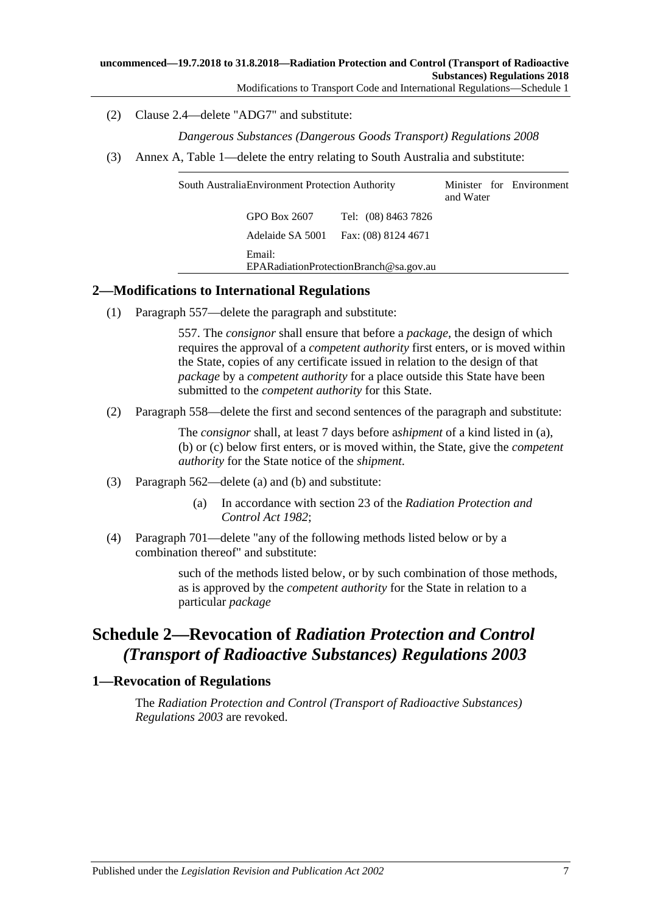(2) Clause 2.4—delete "ADG7" and substitute:

*Dangerous Substances (Dangerous Goods Transport) Regulations 2008*

(3) Annex A, Table 1—delete the entry relating to South Australia and substitute:

| | | | |
|---|---|---|---|
| South Australia | Environment Protection Authority | | Minister for Environment and Water |
| | GPO Box 2607 | Tel: (08) 8463 7826 | |
| | Adelaide SA 5001 | Fax: (08) 8124 4671 | |
| | Email: EPARadiationProtectionBranch@sa.gov.au | | |

## 2—Modifications to International Regulations

(1) Paragraph 557—delete the paragraph and substitute:

> 557. The *consignor* shall ensure that before a *package*, the design of which requires the approval of a *competent authority* first enters, or is moved within the State, copies of any certificate issued in relation to the design of that *package* by a *competent authority* for a place outside this State have been submitted to the *competent authority* for this State.

(2) Paragraph 558—delete the first and second sentences of the paragraph and substitute:

> The *consignor* shall, at least 7 days before a *shipment* of a kind listed in (a), (b) or (c) below first enters, or is moved within, the State, give the *competent authority* for the State notice of the *shipment.*

(3) Paragraph 562—delete (a) and (b) and substitute:

> (a) In accordance with section 23 of the *Radiation Protection and Control Act 1982*;

(4) Paragraph 701—delete "any of the following methods listed below or by a combination thereof" and substitute:

> such of the methods listed below, or by such combination of those methods, as is approved by the *competent authority* for the State in relation to a particular *package*

# Schedule 2—Revocation of *Radiation Protection and Control (Transport of Radioactive Substances) Regulations 2003*

## 1—Revocation of Regulations

The *Radiation Protection and Control (Transport of Radioactive Substances) Regulations 2003* are revoked.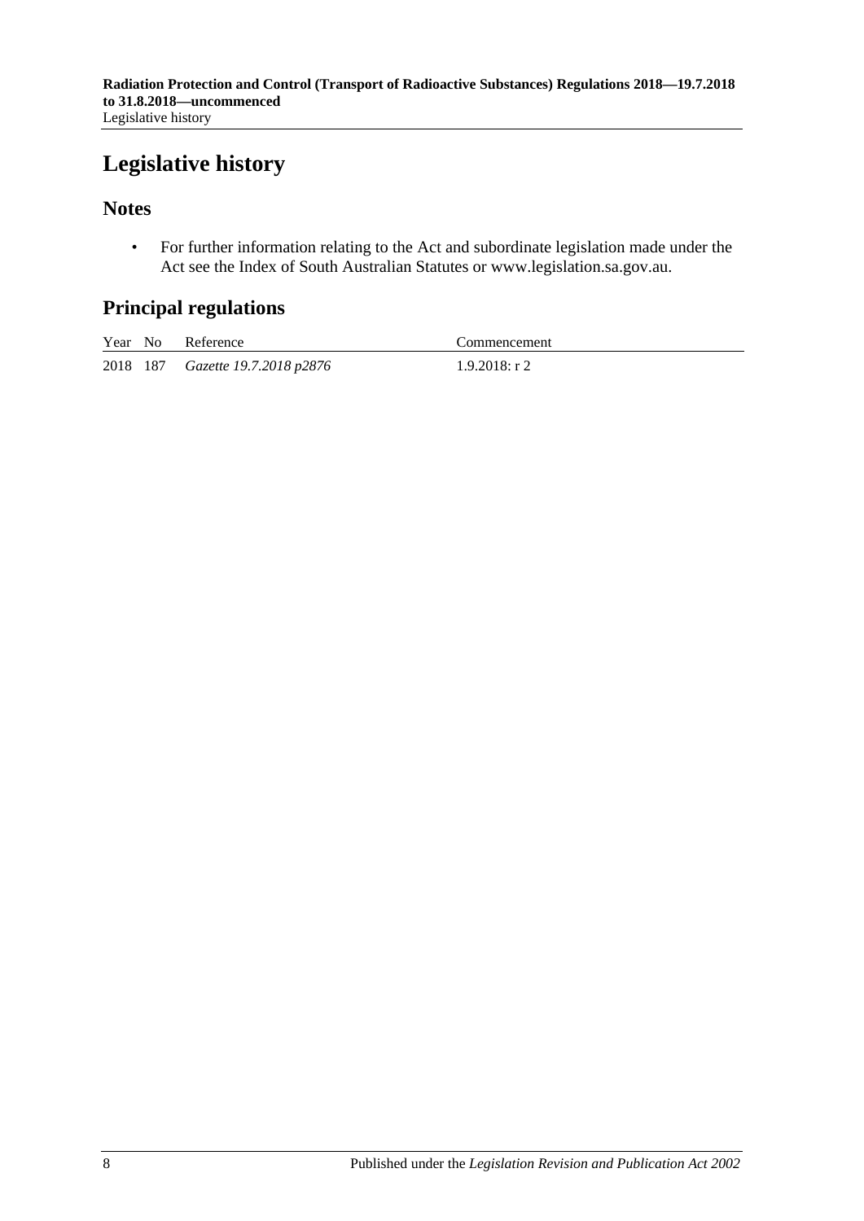# Legislative history

## Notes

- For further information relating to the Act and subordinate legislation made under the Act see the Index of South Australian Statutes or www.legislation.sa.gov.au.

## Principal regulations

| Year | No | Reference | Commencement |
|---|---|---|---|
| 2018 | 187 | *Gazette 19.7.2018 p2876* | 1.9.2018: r 2 |